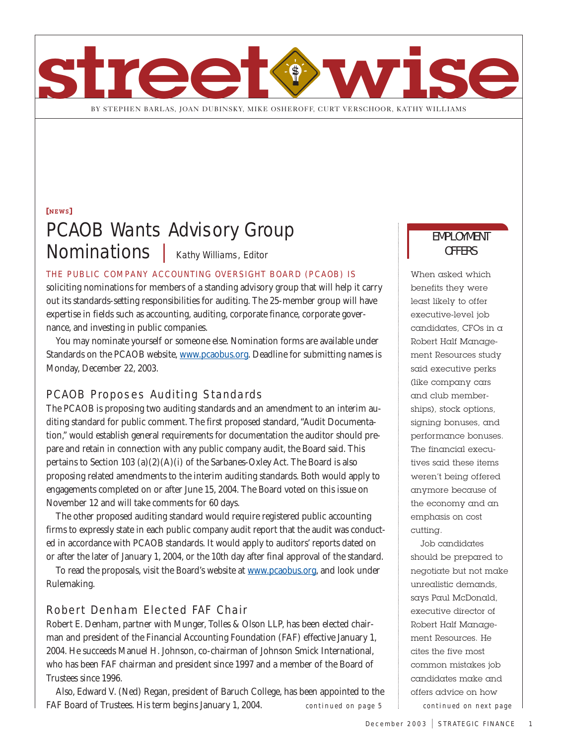# streetwise

BY STEPHEN BARLAS, JOAN DUBINSKY, MIKE OSHEROFF, CURT VERSCHOOR, KATHY WILLIAMS

**[NEWS]**

## PCAOB Wants Advisory Group Nominations | Kathy Williams, Editor

THE PUBLIC COMPANY ACCOUNTING OVERSIGHT BOARD (PCAOB) IS soliciting nominations for members of a standing advisory group that will help it carry out its standards-setting responsibilities for auditing. The 25-member group will have expertise in fields such as accounting, auditing, corporate finance, corporate governance, and investing in public companies.

You may nominate yourself or someone else. Nomination forms are available under Standards on the PCAOB website, www.pcaobus.org. Deadline for submitting names is Monday, December 22, 2003.

### PCAOB Proposes Auditing Standards

The PCAOB is proposing two auditing standards and an amendment to an interim auditing standard for public comment. The first proposed standard, "Audit Documentation," would establish general requirements for documentation the auditor should prepare and retain in connection with any public company audit, the Board said. This pertains to Section 103 (a)(2)(A)(i) of the Sarbanes-Oxley Act. The Board is also proposing related amendments to the interim auditing standards. Both would apply to engagements completed on or after June 15, 2004. The Board voted on this issue on November 12 and will take comments for 60 days.

The other proposed auditing standard would require registered public accounting firms to expressly state in each public company audit report that the audit was conducted in accordance with PCAOB standards. It would apply to auditors' reports dated on or after the later of January 1, 2004, or the 10th day after final approval of the standard.

To read the proposals, visit the Board's website at www.pcaobus.org, and look under Rulemaking.

### Robert Denham Elected FAF Chair

Robert E. Denham, partner with Munger, Tolles & Olson LLP, has been elected chairman and president of the Financial Accounting Foundation (FAF) effective January 1, 2004. He succeeds Manuel H. Johnson, co-chairman of Johnson Smick International, who has been FAF chairman and president since 1997 and a member of the Board of Trustees since 1996.

Also, Edward V. (Ned) Regan, president of Baruch College, has been appointed to the FAF Board of Trustees. His term begins January 1, 2004.

*continued on page 5*

### EMPLOYMENT OFFERS

When asked which benefits they were least likely to offer executive-level job candidates, CFOs in a Robert Half Management Resources study said executive perks (like company cars and club memberships), stock options, signing bonuses, and performance bonuses. The financial executives said these items weren't being offered anymore because of the economy and an emphasis on cost cutting.

Job candidates should be prepared to negotiate but not make unrealistic demands, says Paul McDonald, executive director of Robert Half Management Resources. He cites the five most common mistakes job candidates make and offers advice on how

*continued on next page*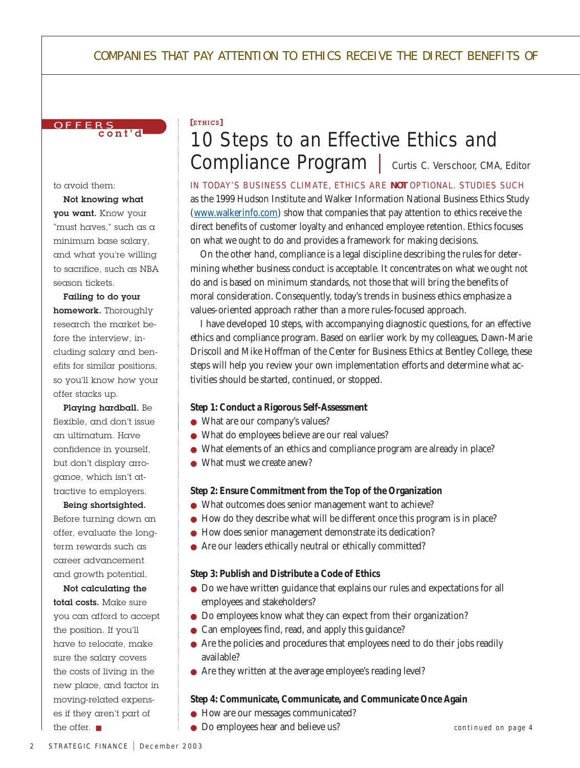COMPANIES THAT PAY ATTENTION TO ETHICS RECEIVE THE DIRECT BENEFITS OF

OFFERS cont'd

to avoid them:

**Not knowing what you want.** Know your "must haves," such as a minimum base salary, and what you're willing to sacrifice, such as NBA season tickets.

**Failing to do your homework.** Thoroughly research the market before the interview, including salary and benefits for similar positions, so you'll know how your offer stacks up.

**Playing hardball.** Be flexible, and don't issue an ultimatum. Have confidence in yourself, but don't display arrogance, which isn't attractive to employers.

**Being shortsighted.** Before turning down an offer, evaluate the long-term rewards such as career advancement and growth potential.

**Not calculating the total costs.** Make sure you can afford to accept the position. If you'll have to relocate, make sure the salary covers the costs of living in the new place, and factor in moving-related expenses if they aren't part of the offer. ■

[ETHICS]

# 10 Steps to an Effective Ethics and Compliance Program | Curtis C. Verschoor, CMA, Editor

IN TODAY'S BUSINESS CLIMATE, ETHICS ARE ***NOT*** OPTIONAL. STUDIES SUCH as the 1999 Hudson Institute and Walker Information National Business Ethics Study (www.walkerinfo.com) show that companies that pay attention to ethics receive the direct benefits of customer loyalty and enhanced employee retention. Ethics focuses on what we *ought* to do and provides a framework for making decisions.

On the other hand, compliance is a legal discipline describing the rules for determining whether business conduct is acceptable. It concentrates on what we *ought not* do and is based on minimum standards, not those that will bring the benefits of moral consideration. Consequently, today's trends in business ethics emphasize a values-oriented approach rather than a more rules-focused approach.

I have developed 10 steps, with accompanying diagnostic questions, for an effective ethics and compliance program. Based on earlier work by my colleagues, Dawn-Marie Driscoll and Mike Hoffman of the Center for Business Ethics at Bentley College, these steps will help you review your own implementation efforts and determine what activities should be started, continued, or stopped.

**Step 1: Conduct a Rigorous Self-Assessment**

- What are our company's values?
- What do employees believe are our real values?
- What elements of an ethics and compliance program are already in place?
- What must we create anew?

**Step 2: Ensure Commitment from the Top of the Organization**

- What outcomes does senior management want to achieve?
- How do they describe what will be different once this program is in place?
- How does senior management demonstrate its dedication?
- Are our leaders ethically neutral or ethically committed?

**Step 3: Publish and Distribute a Code of Ethics**

- Do we have written guidance that explains our rules and expectations for all employees and stakeholders?
- Do employees know what they can expect from their organization?
- Can employees find, read, and apply this guidance?
- Are the policies and procedures that employees need to do their jobs readily available?
- Are they written at the average employee's reading level?

**Step 4: Communicate, Communicate, and Communicate Once Again**

- How are our messages communicated?
- Do employees hear and believe us?

continued on page 4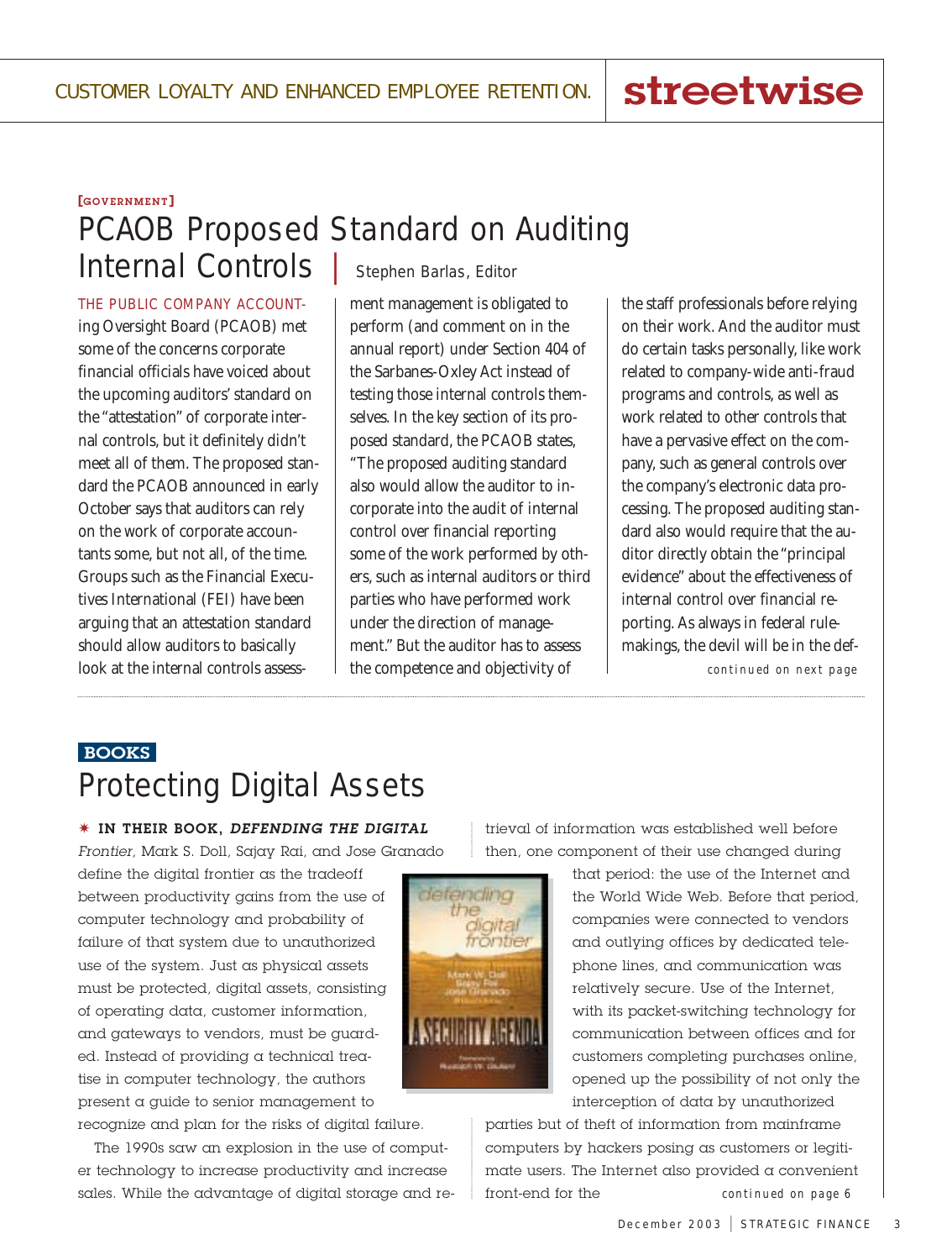CUSTOMER LOYALTY AND ENHANCED EMPLOYEE RETENTION.

**streetwise**

[GOVERNMENT]

# PCAOB Proposed Standard on Auditing Internal Controls

Stephen Barlas, Editor

THE PUBLIC COMPANY ACCOUNTING Oversight Board (PCAOB) met some of the concerns corporate financial officials have voiced about the upcoming auditors' standard on the "attestation" of corporate internal controls, but it definitely didn't meet all of them. The proposed standard the PCAOB announced in early October says that auditors can rely on the work of corporate accountants some, but not all, of the time. Groups such as the Financial Executives International (FEI) have been arguing that an attestation standard should allow auditors to basically look at the internal controls assessment management is obligated to perform (and comment on in the annual report) under Section 404 of the Sarbanes-Oxley Act instead of testing those internal controls themselves. In the key section of its proposed standard, the PCAOB states, "The proposed auditing standard also would allow the auditor to incorporate into the audit of internal control over financial reporting some of the work performed by others, such as internal auditors or third parties who have performed work under the direction of management." But the auditor has to assess the competence and objectivity of the staff professionals before relying on their work. And the auditor must do certain tasks personally, like work related to company-wide anti-fraud programs and controls, as well as work related to other controls that have a pervasive effect on the company, such as general controls over the company's electronic data processing. The proposed auditing standard also would require that the auditor directly obtain the "principal evidence" about the effectiveness of internal control over financial reporting. As always in federal rulemakings, the devil will be in the def-

continued on next page

**BOOKS**

# Protecting Digital Assets

✷ **IN THEIR BOOK, *DEFENDING THE DIGITAL Frontier*,** Mark S. Doll, Sajay Rai, and Jose Granado define the digital frontier as the tradeoff between productivity gains from the use of computer technology and probability of failure of that system due to unauthorized use of the system. Just as physical assets must be protected, digital assets, consisting of operating data, customer information, and gateways to vendors, must be guarded. Instead of providing a technical treatise in computer technology, the authors present a guide to senior management to recognize and plan for the risks of digital failure.

The 1990s saw an explosion in the use of computer technology to increase productivity and increase sales. While the advantage of digital storage and retrieval of information was established well before then, one component of their use changed during that period: the use of the Internet and the World Wide Web. Before that period, companies were connected to vendors and outlying offices by dedicated telephone lines, and communication was relatively secure. Use of the Internet, with its packet-switching technology for communication between offices and for customers completing purchases online, opened up the possibility of not only the interception of data by unauthorized parties but of theft of information from mainframe computers by hackers posing as customers or legitimate users. The Internet also provided a convenient front-end for the

continued on page 6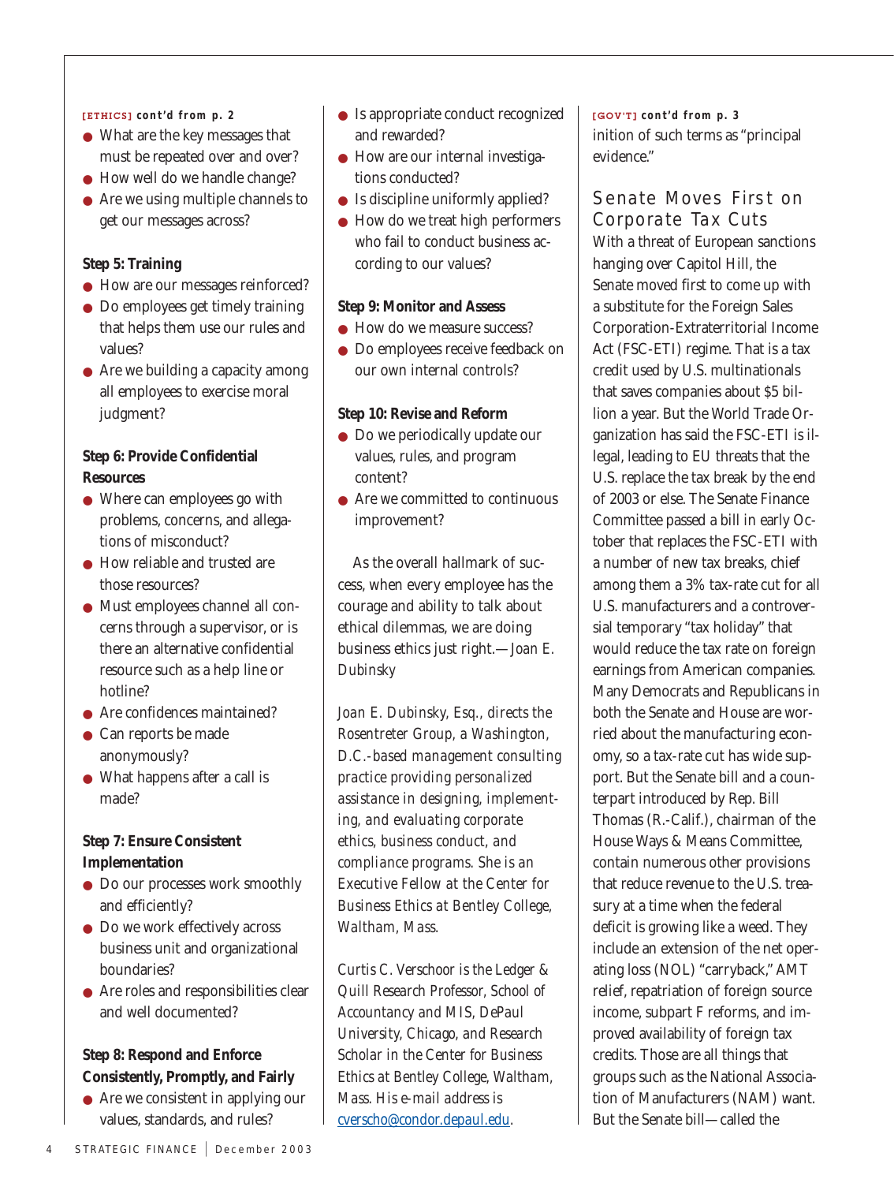**[ETHICS] cont'd from p. 2**

- What are the key messages that must be repeated over and over?
- How well do we handle change?
- Are we using multiple channels to get our messages across?

**Step 5: Training**

- How are our messages reinforced?
- Do employees get timely training that helps them use our rules and values?
- Are we building a capacity among all employees to exercise moral judgment?

**Step 6: Provide Confidential Resources**

- Where can employees go with problems, concerns, and allegations of misconduct?
- How reliable and trusted are those resources?
- Must employees channel all concerns through a supervisor, or is there an alternative confidential resource such as a help line or hotline?
- Are confidences maintained?
- Can reports be made anonymously?
- What happens after a call is made?

**Step 7: Ensure Consistent Implementation**

- Do our processes work smoothly and efficiently?
- Do we work effectively across business unit and organizational boundaries?
- Are roles and responsibilities clear and well documented?

**Step 8: Respond and Enforce Consistently, Promptly, and Fairly**

- Are we consistent in applying our values, standards, and rules?
- Is appropriate conduct recognized and rewarded?
- How are our internal investigations conducted?
- Is discipline uniformly applied?
- How do we treat high performers who fail to conduct business according to our values?

**Step 9: Monitor and Assess**

- How do we measure success?
- Do employees receive feedback on our own internal controls?

**Step 10: Revise and Reform**

- Do we periodically update our values, rules, and program content?
- Are we committed to continuous improvement?

As the overall hallmark of success, when every employee has the courage and ability to talk about ethical dilemmas, we are doing business ethics just right.—*Joan E. Dubinsky*

*Joan E. Dubinsky, Esq., directs the Rosentreter Group, a Washington, D.C.-based management consulting practice providing personalized assistance in designing, implementing, and evaluating corporate ethics, business conduct, and compliance programs. She is an Executive Fellow at the Center for Business Ethics at Bentley College, Waltham, Mass.*

*Curtis C. Verschoor is the Ledger & Quill Research Professor, School of Accountancy and MIS, DePaul University, Chicago, and Research Scholar in the Center for Business Ethics at Bentley College, Waltham, Mass. His e-mail address is cverscho@condor.depaul.edu.*

**[GOV'T] cont'd from p. 3**

inition of such terms as "principal evidence."

## Senate Moves First on Corporate Tax Cuts

With a threat of European sanctions hanging over Capitol Hill, the Senate moved first to come up with a substitute for the Foreign Sales Corporation-Extraterritorial Income Act (FSC-ETI) regime. That is a tax credit used by U.S. multinationals that saves companies about $5 billion a year. But the World Trade Organization has said the FSC-ETI is illegal, leading to EU threats that the U.S. replace the tax break by the end of 2003 or else. The Senate Finance Committee passed a bill in early October that replaces the FSC-ETI with a number of new tax breaks, chief among them a 3% tax-rate cut for all U.S. manufacturers and a controversial temporary "tax holiday" that would reduce the tax rate on foreign earnings from American companies. Many Democrats and Republicans in both the Senate and House are worried about the manufacturing economy, so a tax-rate cut has wide support. But the Senate bill and a counterpart introduced by Rep. Bill Thomas (R.-Calif.), chairman of the House Ways & Means Committee, contain numerous other provisions that reduce revenue to the U.S. treasury at a time when the federal deficit is growing like a weed. They include an extension of the net operating loss (NOL) "carryback," AMT relief, repatriation of foreign source income, subpart F reforms, and improved availability of foreign tax credits. Those are all things that groups such as the National Association of Manufacturers (NAM) want. But the Senate bill—called the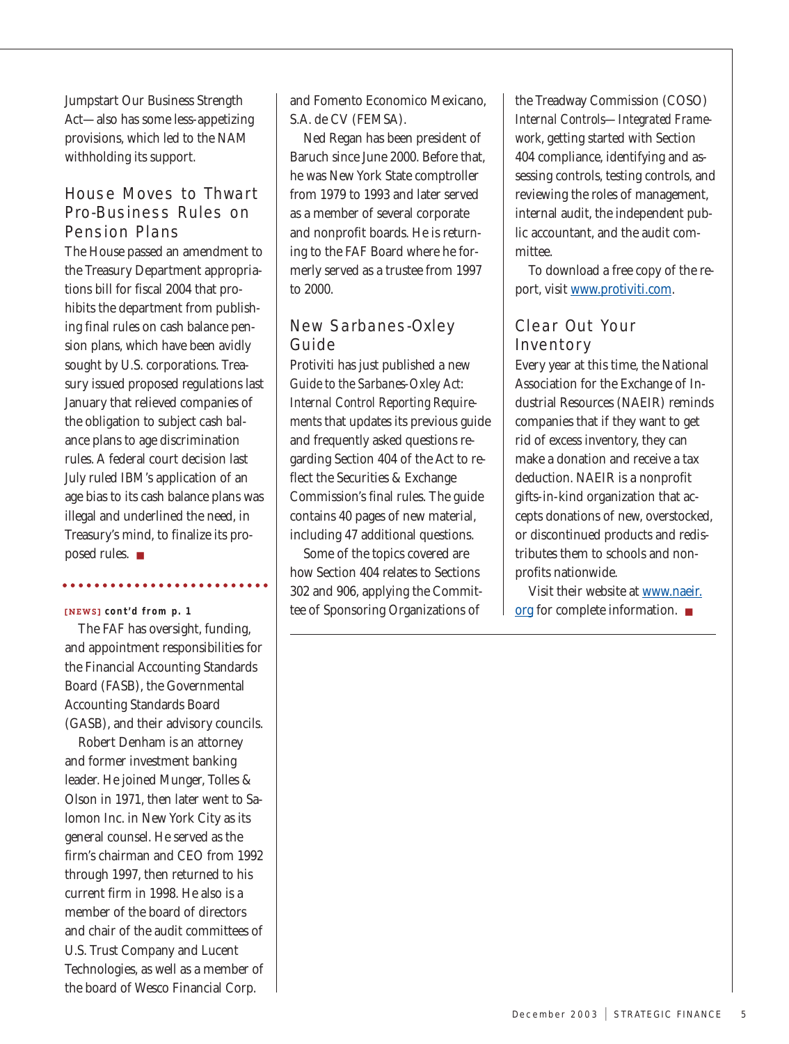Jumpstart Our Business Strength Act—also has some less-appetizing provisions, which led to the NAM withholding its support.

## House Moves to Thwart Pro-Business Rules on Pension Plans

The House passed an amendment to the Treasury Department appropriations bill for fiscal 2004 that prohibits the department from publishing final rules on cash balance pension plans, which have been avidly sought by U.S. corporations. Treasury issued proposed regulations last January that relieved companies of the obligation to subject cash balance plans to age discrimination rules. A federal court decision last July ruled IBM's application of an age bias to its cash balance plans was illegal and underlined the need, in Treasury's mind, to finalize its proposed rules. ■

**[NEWS] cont'd from p. 1**

The FAF has oversight, funding, and appointment responsibilities for the Financial Accounting Standards Board (FASB), the Governmental Accounting Standards Board (GASB), and their advisory councils.

Robert Denham is an attorney and former investment banking leader. He joined Munger, Tolles & Olson in 1971, then later went to Salomon Inc. in New York City as its general counsel. He served as the firm's chairman and CEO from 1992 through 1997, then returned to his current firm in 1998. He also is a member of the board of directors and chair of the audit committees of U.S. Trust Company and Lucent Technologies, as well as a member of the board of Wesco Financial Corp. and Fomento Economico Mexicano, S.A. de CV (FEMSA).

Ned Regan has been president of Baruch since June 2000. Before that, he was New York State comptroller from 1979 to 1993 and later served as a member of several corporate and nonprofit boards. He is returning to the FAF Board where he formerly served as a trustee from 1997 to 2000.

## New Sarbanes-Oxley Guide

Protiviti has just published a new *Guide to the Sarbanes-Oxley Act: Internal Control Reporting Requirements* that updates its previous guide and frequently asked questions regarding Section 404 of the Act to reflect the Securities & Exchange Commission's final rules. The guide contains 40 pages of new material, including 47 additional questions.

Some of the topics covered are how Section 404 relates to Sections 302 and 906, applying the Committee of Sponsoring Organizations of the Treadway Commission (COSO) *Internal Controls—Integrated Framework*, getting started with Section 404 compliance, identifying and assessing controls, testing controls, and reviewing the roles of management, internal audit, the independent public accountant, and the audit committee.

To download a free copy of the report, visit www.protiviti.com.

## Clear Out Your Inventory

Every year at this time, the National Association for the Exchange of Industrial Resources (NAEIR) reminds companies that if they want to get rid of excess inventory, they can make a donation and receive a tax deduction. NAEIR is a nonprofit gifts-in-kind organization that accepts donations of new, overstocked, or discontinued products and redistributes them to schools and nonprofits nationwide.

Visit their website at www.naeir.org for complete information. ■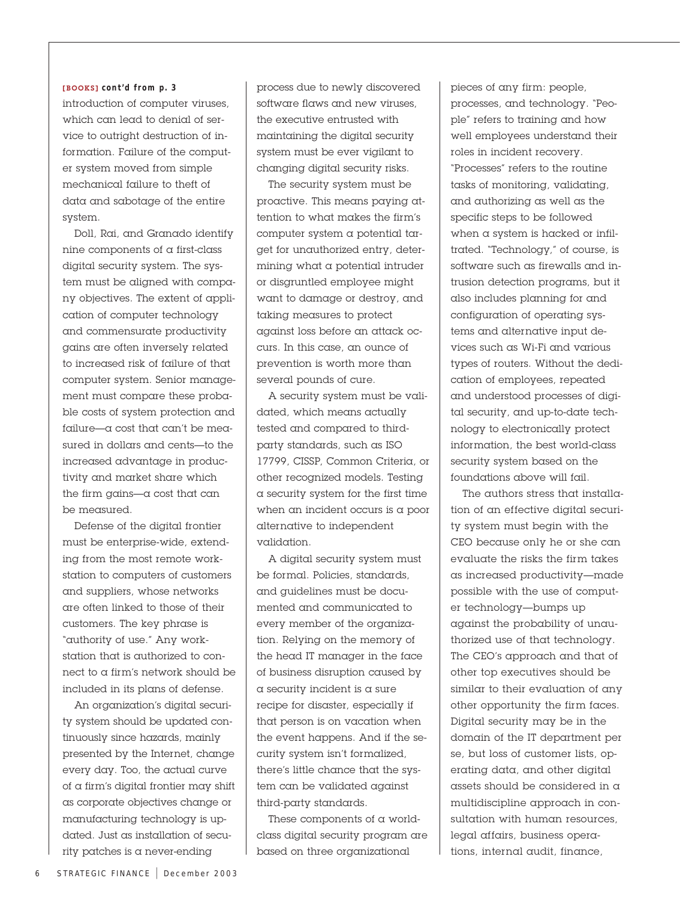**[BOOKS] cont'd from p. 3**

introduction of computer viruses, which can lead to denial of service to outright destruction of information. Failure of the computer system moved from simple mechanical failure to theft of data and sabotage of the entire system.

Doll, Rai, and Granado identify nine components of a first-class digital security system. The system must be aligned with company objectives. The extent of application of computer technology and commensurate productivity gains are often inversely related to increased risk of failure of that computer system. Senior management must compare these probable costs of system protection and failure—a cost that can't be measured in dollars and cents—to the increased advantage in productivity and market share which the firm gains—a cost that can be measured.

Defense of the digital frontier must be enterprise-wide, extending from the most remote workstation to computers of customers and suppliers, whose networks are often linked to those of their customers. The key phrase is "authority of use." Any workstation that is authorized to connect to a firm's network should be included in its plans of defense.

An organization's digital security system should be updated continuously since hazards, mainly presented by the Internet, change every day. Too, the actual curve of a firm's digital frontier may shift as corporate objectives change or manufacturing technology is updated. Just as installation of security patches is a never-ending process due to newly discovered software flaws and new viruses, the executive entrusted with maintaining the digital security system must be ever vigilant to changing digital security risks.

The security system must be proactive. This means paying attention to what makes the firm's computer system a potential target for unauthorized entry, determining what a potential intruder or disgruntled employee might want to damage or destroy, and taking measures to protect against loss before an attack occurs. In this case, an ounce of prevention is worth more than several pounds of cure.

A security system must be validated, which means actually tested and compared to third-party standards, such as ISO 17799, CISSP, Common Criteria, or other recognized models. Testing a security system for the first time when an incident occurs is a poor alternative to independent validation.

A digital security system must be formal. Policies, standards, and guidelines must be documented and communicated to every member of the organization. Relying on the memory of the head IT manager in the face of business disruption caused by a security incident is a sure recipe for disaster, especially if that person is on vacation when the event happens. And if the security system isn't formalized, there's little chance that the system can be validated against third-party standards.

These components of a world-class digital security program are based on three organizational pieces of any firm: people, processes, and technology. "People" refers to training and how well employees understand their roles in incident recovery. "Processes" refers to the routine tasks of monitoring, validating, and authorizing as well as the specific steps to be followed when a system is hacked or infiltrated. "Technology," of course, is software such as firewalls and intrusion detection programs, but it also includes planning for and configuration of operating systems and alternative input devices such as Wi-Fi and various types of routers. Without the dedication of employees, repeated and understood processes of digital security, and up-to-date technology to electronically protect information, the best world-class security system based on the foundations above will fail.

The authors stress that installation of an effective digital security system must begin with the CEO because only he or she can evaluate the risks the firm takes as increased productivity—made possible with the use of computer technology—bumps up against the probability of unauthorized use of that technology. The CEO's approach and that of other top executives should be similar to their evaluation of any other opportunity the firm faces. Digital security may be in the domain of the IT department per se, but loss of customer lists, operating data, and other digital assets should be considered in a multidiscipline approach in consultation with human resources, legal affairs, business operations, internal audit, finance,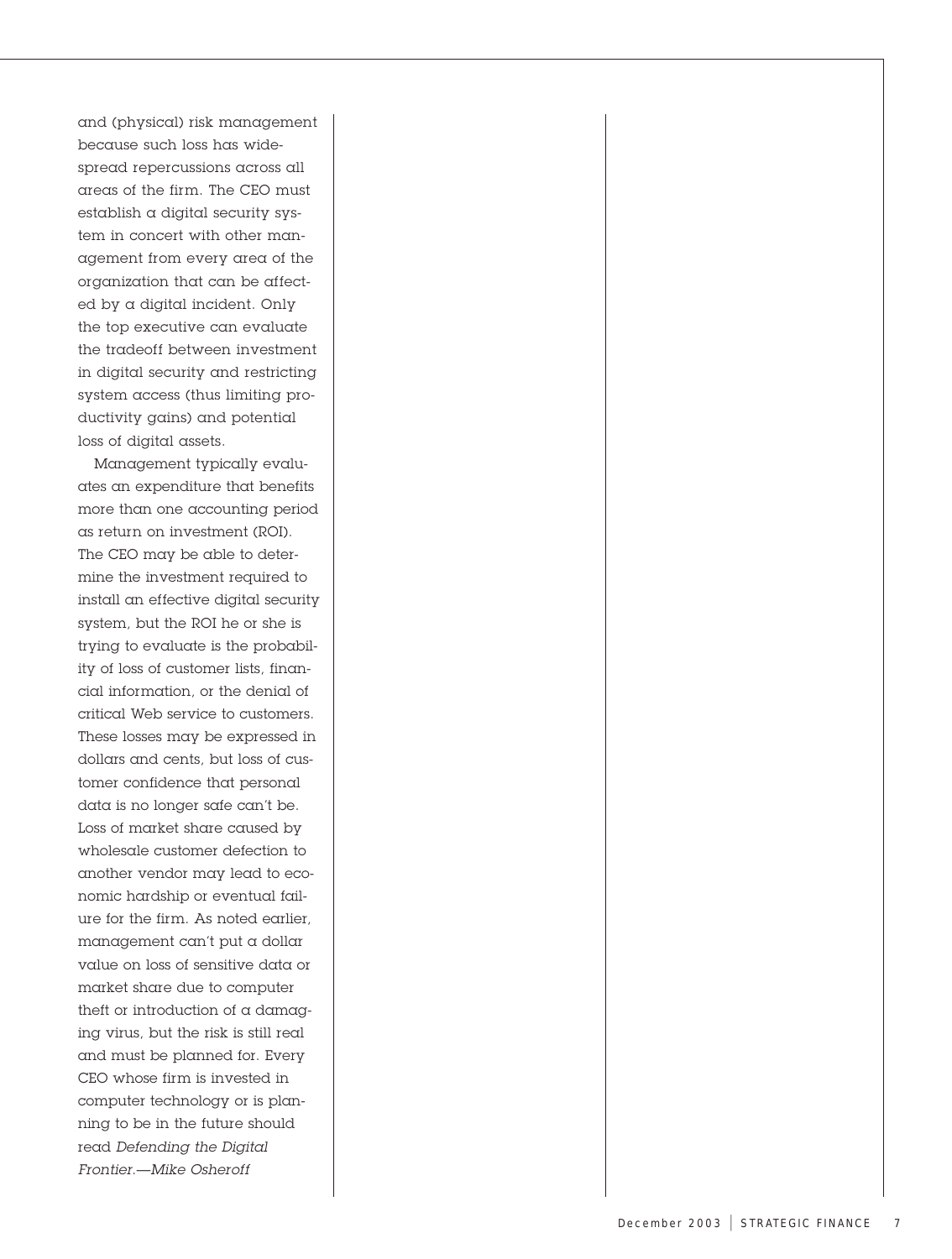and (physical) risk management because such loss has widespread repercussions across all areas of the firm. The CEO must establish a digital security system in concert with other management from every area of the organization that can be affected by a digital incident. Only the top executive can evaluate the tradeoff between investment in digital security and restricting system access (thus limiting productivity gains) and potential loss of digital assets.

Management typically evaluates an expenditure that benefits more than one accounting period as return on investment (ROI). The CEO may be able to determine the investment required to install an effective digital security system, but the ROI he or she is trying to evaluate is the probability of loss of customer lists, financial information, or the denial of critical Web service to customers. These losses may be expressed in dollars and cents, but loss of customer confidence that personal data is no longer safe can't be. Loss of market share caused by wholesale customer defection to another vendor may lead to economic hardship or eventual failure for the firm. As noted earlier, management can't put a dollar value on loss of sensitive data or market share due to computer theft or introduction of a damaging virus, but the risk is still real and must be planned for. Every CEO whose firm is invested in computer technology or is planning to be in the future should read *Defending the Digital Frontier*.—*Mike Osheroff*